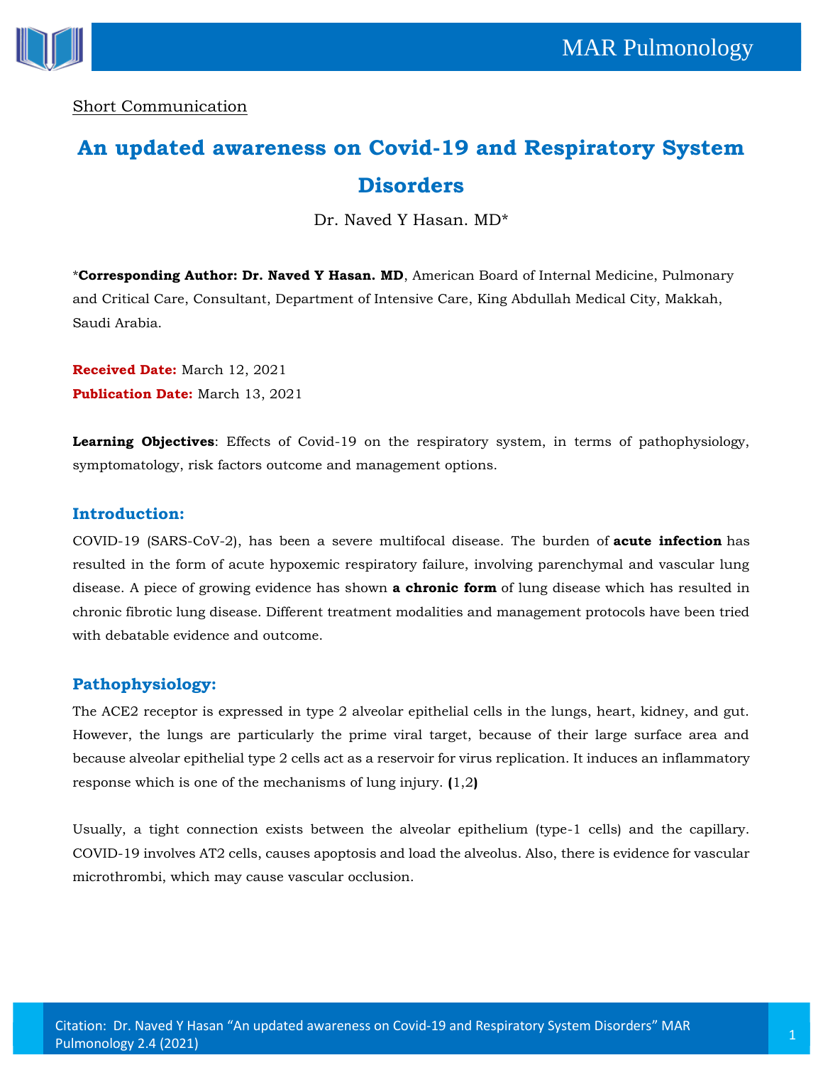Short Communication

# An updated awareness on Covid-19 and Respiratory System Disorders

Dr. Naved Y Hasan. MD*

***Corresponding Author: Dr. Naved Y Hasan. MD**, American Board of Internal Medicine, Pulmonary and Critical Care, Consultant, Department of Intensive Care, King Abdullah Medical City, Makkah, Saudi Arabia.

**Received Date:** March 12, 2021

**Publication Date:** March 13, 2021

**Learning Objectives**: Effects of Covid-19 on the respiratory system, in terms of pathophysiology, symptomatology, risk factors outcome and management options.

## Introduction:

COVID-19 (SARS-CoV-2), has been a severe multifocal disease. The burden of **acute infection** has resulted in the form of acute hypoxemic respiratory failure, involving parenchymal and vascular lung disease. A piece of growing evidence has shown **a chronic form** of lung disease which has resulted in chronic fibrotic lung disease. Different treatment modalities and management protocols have been tried with debatable evidence and outcome.

## Pathophysiology:

The ACE2 receptor is expressed in type 2 alveolar epithelial cells in the lungs, heart, kidney, and gut. However, the lungs are particularly the prime viral target, because of their large surface area and because alveolar epithelial type 2 cells act as a reservoir for virus replication. It induces an inflammatory response which is one of the mechanisms of lung injury. **(**1,2**)**

Usually, a tight connection exists between the alveolar epithelium (type-1 cells) and the capillary. COVID-19 involves AT2 cells, causes apoptosis and load the alveolus. Also, there is evidence for vascular microthrombi, which may cause vascular occlusion.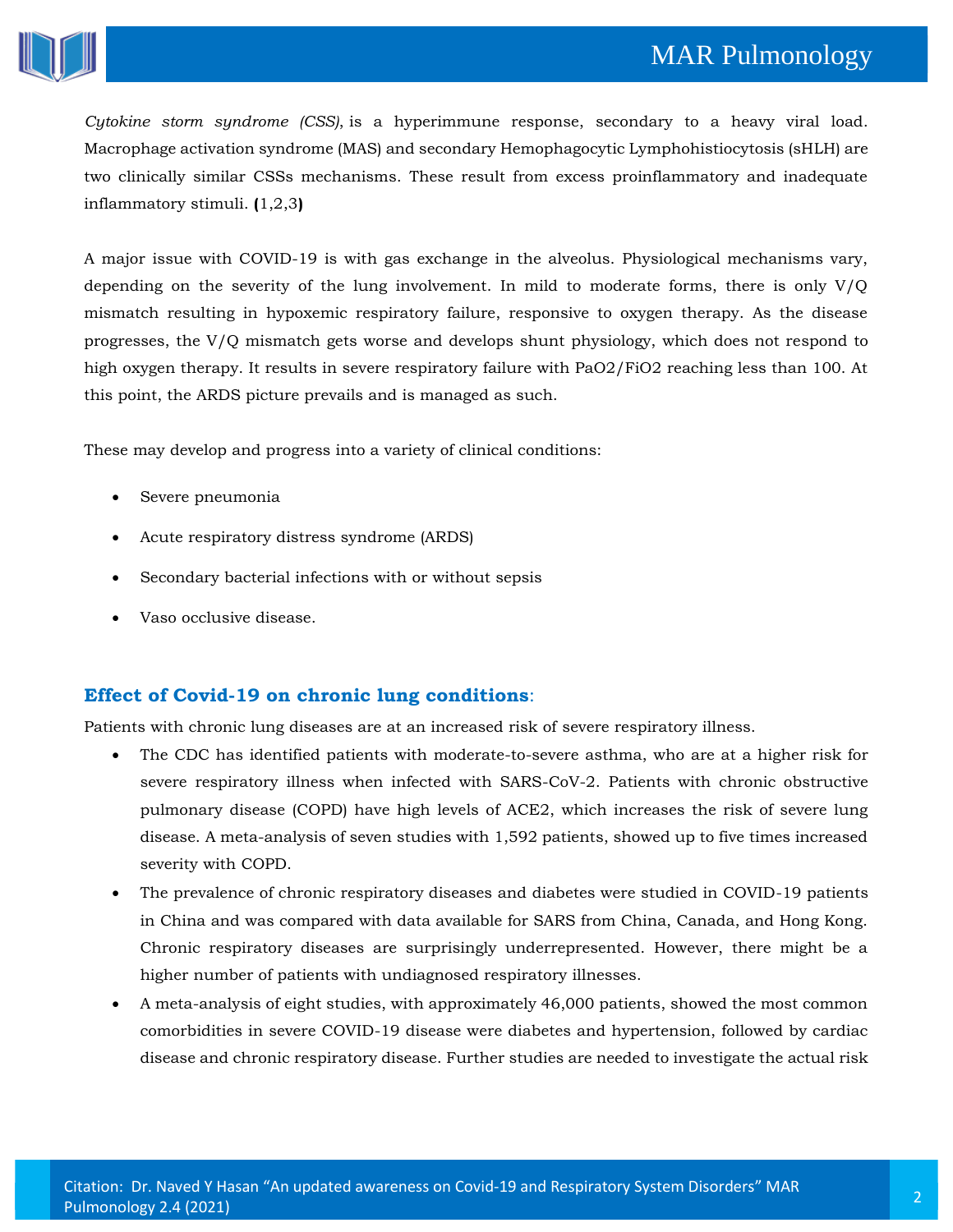*Cytokine storm syndrome (CSS)*, is a hyperimmune response, secondary to a heavy viral load. Macrophage activation syndrome (MAS) and secondary Hemophagocytic Lymphohistiocytosis (sHLH) are two clinically similar CSSs mechanisms. These result from excess proinflammatory and inadequate inflammatory stimuli. **(**1,2,3**)**

A major issue with COVID-19 is with gas exchange in the alveolus. Physiological mechanisms vary, depending on the severity of the lung involvement. In mild to moderate forms, there is only V/Q mismatch resulting in hypoxemic respiratory failure, responsive to oxygen therapy. As the disease progresses, the V/Q mismatch gets worse and develops shunt physiology, which does not respond to high oxygen therapy. It results in severe respiratory failure with $PaO_2/FiO_2$ reaching less than 100. At this point, the ARDS picture prevails and is managed as such.

These may develop and progress into a variety of clinical conditions:

- Severe pneumonia
- Acute respiratory distress syndrome (ARDS)
- Secondary bacterial infections with or without sepsis
- Vaso occlusive disease.

## Effect of Covid-19 on chronic lung conditions:

Patients with chronic lung diseases are at an increased risk of severe respiratory illness.

- The CDC has identified patients with moderate-to-severe asthma, who are at a higher risk for severe respiratory illness when infected with SARS-CoV-2. Patients with chronic obstructive pulmonary disease (COPD) have high levels of ACE2, which increases the risk of severe lung disease. A meta-analysis of seven studies with 1,592 patients, showed up to five times increased severity with COPD.
- The prevalence of chronic respiratory diseases and diabetes were studied in COVID-19 patients in China and was compared with data available for SARS from China, Canada, and Hong Kong. Chronic respiratory diseases are surprisingly underrepresented. However, there might be a higher number of patients with undiagnosed respiratory illnesses.
- A meta-analysis of eight studies, with approximately 46,000 patients, showed the most common comorbidities in severe COVID-19 disease were diabetes and hypertension, followed by cardiac disease and chronic respiratory disease. Further studies are needed to investigate the actual risk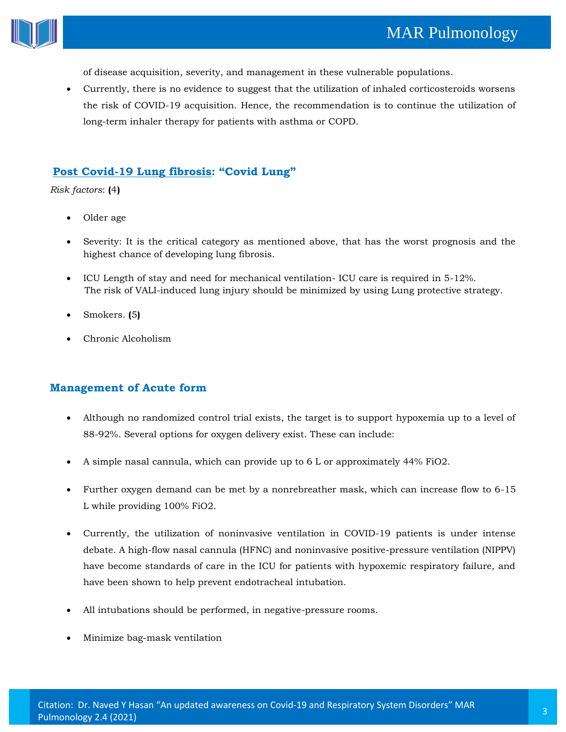of disease acquisition, severity, and management in these vulnerable populations.

- Currently, there is no evidence to suggest that the utilization of inhaled corticosteroids worsens the risk of COVID-19 acquisition. Hence, the recommendation is to continue the utilization of long-term inhaler therapy for patients with asthma or COPD.

## Post Covid-19 Lung fibrosis: "Covid Lung"

*Risk factors*: **(**4**)**

- Older age
- Severity: It is the critical category as mentioned above, that has the worst prognosis and the highest chance of developing lung fibrosis.
- ICU Length of stay and need for mechanical ventilation- ICU care is required in 5-12%. The risk of VALI-induced lung injury should be minimized by using Lung protective strategy.
- Smokers. **(**5**)**
- Chronic Alcoholism

## Management of Acute form

- Although no randomized control trial exists, the target is to support hypoxemia up to a level of 88-92%. Several options for oxygen delivery exist. These can include:
- A simple nasal cannula, which can provide up to 6 L or approximately 44% FiO2.
- Further oxygen demand can be met by a nonrebreather mask, which can increase flow to 6-15 L while providing 100% FiO2.
- Currently, the utilization of noninvasive ventilation in COVID-19 patients is under intense debate. A high-flow nasal cannula (HFNC) and noninvasive positive-pressure ventilation (NIPPV) have become standards of care in the ICU for patients with hypoxemic respiratory failure, and have been shown to help prevent endotracheal intubation.
- All intubations should be performed, in negative-pressure rooms.
- Minimize bag-mask ventilation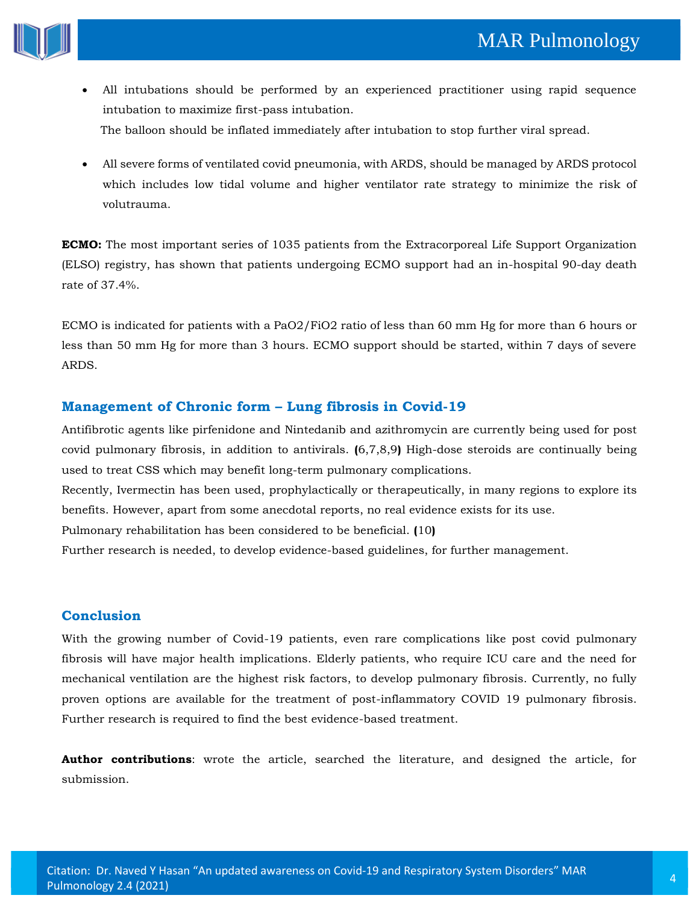- All intubations should be performed by an experienced practitioner using rapid sequence intubation to maximize first-pass intubation.

  The balloon should be inflated immediately after intubation to stop further viral spread.

- All severe forms of ventilated covid pneumonia, with ARDS, should be managed by ARDS protocol which includes low tidal volume and higher ventilator rate strategy to minimize the risk of volutrauma.

**ECMO:** The most important series of 1035 patients from the Extracorporeal Life Support Organization (ELSO) registry, has shown that patients undergoing ECMO support had an in-hospital 90-day death rate of 37.4%.

ECMO is indicated for patients with a PaO2/FiO2 ratio of less than 60 mm Hg for more than 6 hours or less than 50 mm Hg for more than 3 hours. ECMO support should be started, within 7 days of severe ARDS.

## Management of Chronic form – Lung fibrosis in Covid-19

Antifibrotic agents like pirfenidone and Nintedanib and azithromycin are currently being used for post covid pulmonary fibrosis, in addition to antivirals. **(**6,7,8,9**)** High-dose steroids are continually being used to treat CSS which may benefit long-term pulmonary complications.

Recently, Ivermectin has been used, prophylactically or therapeutically, in many regions to explore its benefits. However, apart from some anecdotal reports, no real evidence exists for its use.

Pulmonary rehabilitation has been considered to be beneficial. **(**10**)**

Further research is needed, to develop evidence-based guidelines, for further management.

## Conclusion

With the growing number of Covid-19 patients, even rare complications like post covid pulmonary fibrosis will have major health implications. Elderly patients, who require ICU care and the need for mechanical ventilation are the highest risk factors, to develop pulmonary fibrosis. Currently, no fully proven options are available for the treatment of post-inflammatory COVID 19 pulmonary fibrosis. Further research is required to find the best evidence-based treatment.

**Author contributions**: wrote the article, searched the literature, and designed the article, for submission.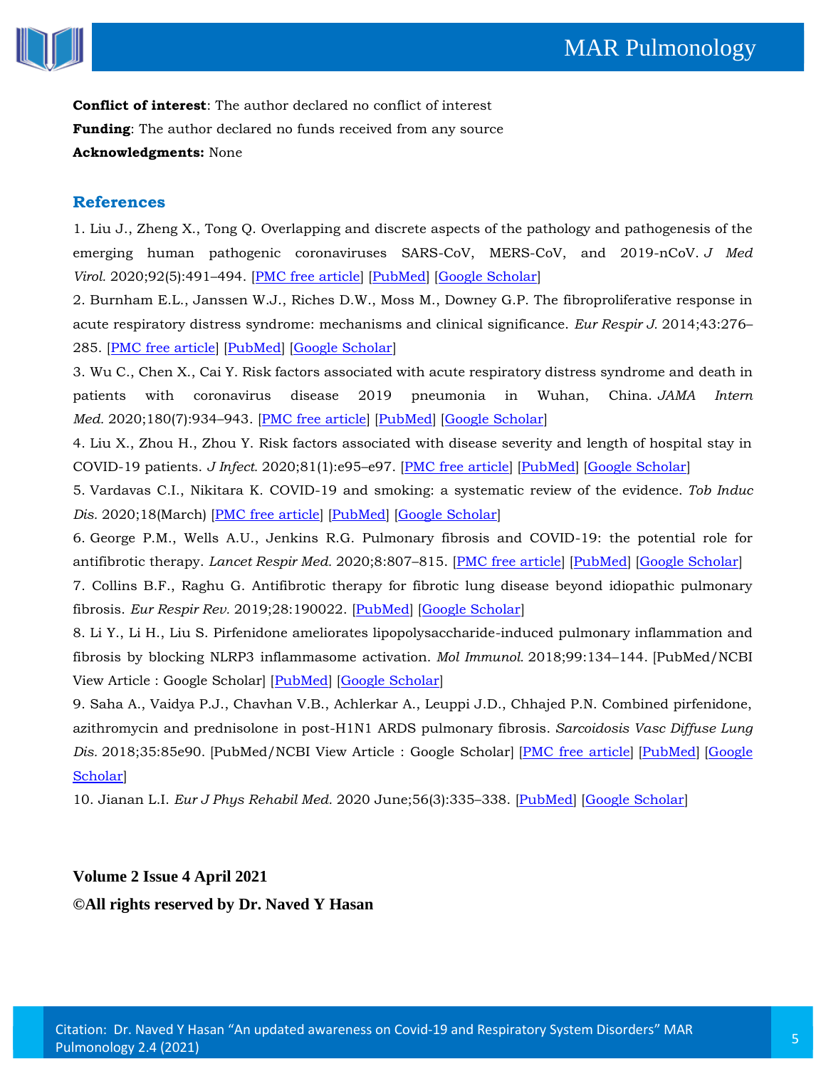**Conflict of interest**: The author declared no conflict of interest

**Funding**: The author declared no funds received from any source

**Acknowledgments:** None

## References

1. Liu J., Zheng X., Tong Q. Overlapping and discrete aspects of the pathology and pathogenesis of the emerging human pathogenic coronaviruses SARS-CoV, MERS-CoV, and 2019-nCoV. *J Med Virol.* 2020;92(5):491–494. [PMC free article] [PubMed] [Google Scholar]
2. Burnham E.L., Janssen W.J., Riches D.W., Moss M., Downey G.P. The fibroproliferative response in acute respiratory distress syndrome: mechanisms and clinical significance. *Eur Respir J.* 2014;43:276–285. [PMC free article] [PubMed] [Google Scholar]
3. Wu C., Chen X., Cai Y. Risk factors associated with acute respiratory distress syndrome and death in patients with coronavirus disease 2019 pneumonia in Wuhan, China. *JAMA Intern Med.* 2020;180(7):934–943. [PMC free article] [PubMed] [Google Scholar]
4. Liu X., Zhou H., Zhou Y. Risk factors associated with disease severity and length of hospital stay in COVID-19 patients. *J Infect.* 2020;81(1):e95–e97. [PMC free article] [PubMed] [Google Scholar]
5. Vardavas C.I., Nikitara K. COVID-19 and smoking: a systematic review of the evidence. *Tob Induc Dis.* 2020;18(March) [PMC free article] [PubMed] [Google Scholar]
6. George P.M., Wells A.U., Jenkins R.G. Pulmonary fibrosis and COVID-19: the potential role for antifibrotic therapy. *Lancet Respir Med.* 2020;8:807–815. [PMC free article] [PubMed] [Google Scholar]
7. Collins B.F., Raghu G. Antifibrotic therapy for fibrotic lung disease beyond idiopathic pulmonary fibrosis. *Eur Respir Rev.* 2019;28:190022. [PubMed] [Google Scholar]
8. Li Y., Li H., Liu S. Pirfenidone ameliorates lipopolysaccharide-induced pulmonary inflammation and fibrosis by blocking NLRP3 inflammasome activation. *Mol Immunol.* 2018;99:134–144. [PubMed/NCBI View Article : Google Scholar] [PubMed] [Google Scholar]
9. Saha A., Vaidya P.J., Chavhan V.B., Achlerkar A., Leuppi J.D., Chhajed P.N. Combined pirfenidone, azithromycin and prednisolone in post-H1N1 ARDS pulmonary fibrosis. *Sarcoidosis Vasc Diffuse Lung Dis.* 2018;35:85e90. [PubMed/NCBI View Article : Google Scholar] [PMC free article] [PubMed] [Google Scholar]
10. Jianan L.I. *Eur J Phys Rehabil Med.* 2020 June;56(3):335–338. [PubMed] [Google Scholar]

**Volume 2 Issue 4 April 2021**

**©All rights reserved by Dr. Naved Y Hasan**

Citation: Dr. Naved Y Hasan "An updated awareness on Covid-19 and Respiratory System Disorders" MAR Pulmonology 2.4 (2021)